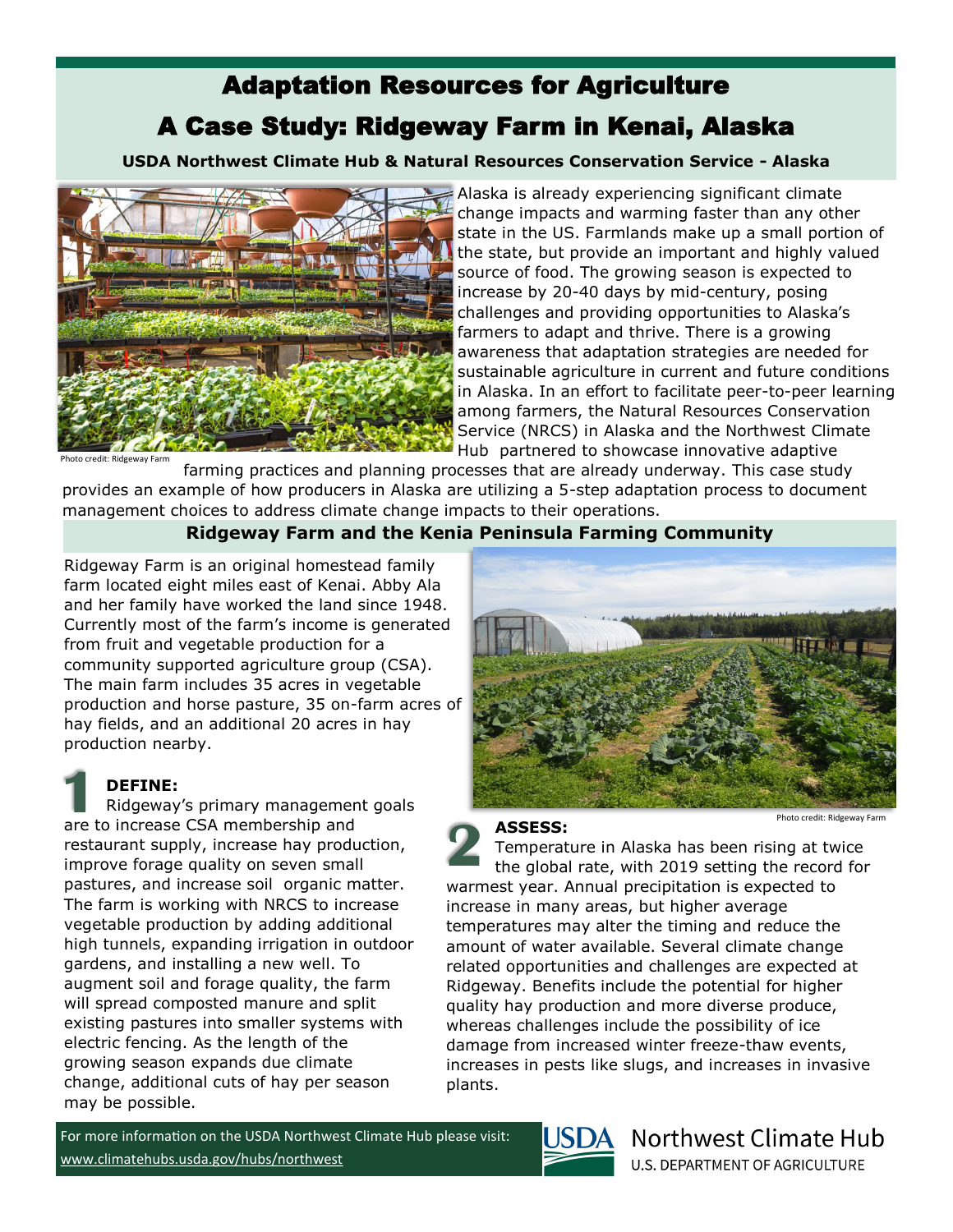# Adaptation Resources for Agriculture

# A Case Study: Ridgeway Farm in Kenai, Alaska

**USDA Northwest Climate Hub & Natural Resources Conservation Service - Alaska**

Photo credit: Ridgeway Farm

Alaska is already experiencing significant climate change impacts and warming faster than any other state in the US. Farmlands make up a small portion of the state, but provide an important and highly valued source of food. The growing season is expected to increase by 20-40 days by mid-century, posing challenges and providing opportunities to Alaska's farmers to adapt and thrive. There is a growing awareness that adaptation strategies are needed for sustainable agriculture in current and future conditions in Alaska. In an effort to facilitate peer-to-peer learning among farmers, the Natural Resources Conservation Service (NRCS) in Alaska and the Northwest Climate Hub partnered to showcase innovative adaptive farming practices and planning processes that are already underway. This case study provides an example of how producers in Alaska are utilizing a 5-step adaptation process to document management choices to address climate change impacts to their operations.

## Ridgeway Farm and the Kenia Peninsula Farming Community

Ridgeway Farm is an original homestead family farm located eight miles east of Kenai. Abby Ala and her family have worked the land since 1948. Currently most of the farm's income is generated from fruit and vegetable production for a community supported agriculture group (CSA). The main farm includes 35 acres in vegetable production and horse pasture, 35 on-farm acres of hay fields, and an additional 20 acres in hay production nearby.

### 1 DEFINE:

Ridgeway's primary management goals are to increase CSA membership and restaurant supply, increase hay production, improve forage quality on seven small pastures, and increase soil organic matter. The farm is working with NRCS to increase vegetable production by adding additional high tunnels, expanding irrigation in outdoor gardens, and installing a new well. To augment soil and forage quality, the farm will spread composted manure and split existing pastures into smaller systems with electric fencing. As the length of the growing season expands due climate change, additional cuts of hay per season may be possible.

Photo credit: Ridgeway Farm

### 2 ASSESS:

Temperature in Alaska has been rising at twice the global rate, with 2019 setting the record for warmest year. Annual precipitation is expected to increase in many areas, but higher average temperatures may alter the timing and reduce the amount of water available. Several climate change related opportunities and challenges are expected at Ridgeway. Benefits include the potential for higher quality hay production and more diverse produce, whereas challenges include the possibility of ice damage from increased winter freeze-thaw events, increases in pests like slugs, and increases in invasive plants.

For more information on the USDA Northwest Climate Hub please visit: www.climatehubs.usda.gov/hubs/northwest

USDA Northwest Climate Hub
U.S. DEPARTMENT OF AGRICULTURE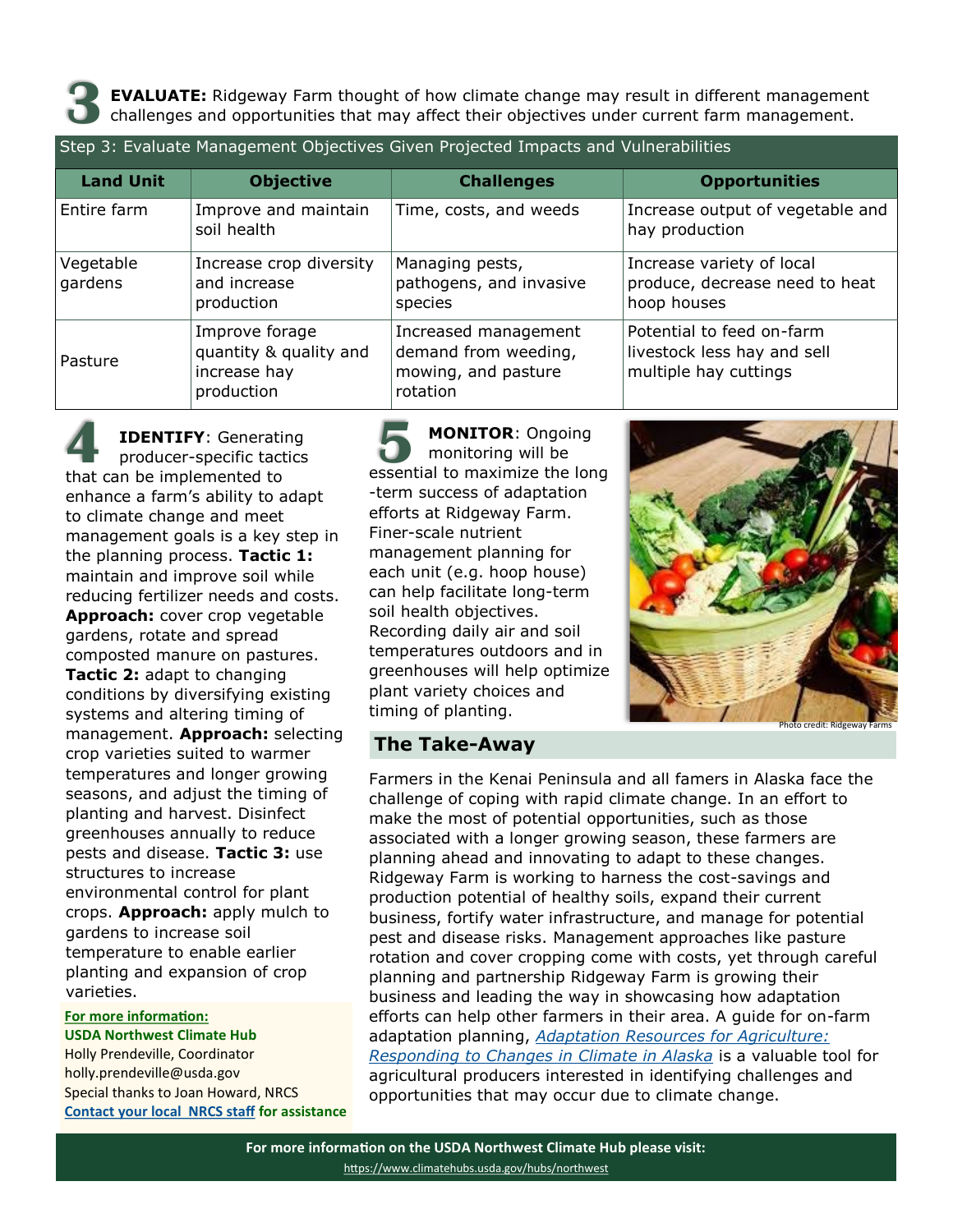**3** **EVALUATE:** Ridgeway Farm thought of how climate change may result in different management challenges and opportunities that may affect their objectives under current farm management.

Step 3: Evaluate Management Objectives Given Projected Impacts and Vulnerabilities

| Land Unit | Objective | Challenges | Opportunities |
|---|---|---|---|
| Entire farm | Improve and maintain soil health | Time, costs, and weeds | Increase output of vegetable and hay production |
| Vegetable gardens | Increase crop diversity and increase production | Managing pests, pathogens, and invasive species | Increase variety of local produce, decrease need to heat hoop houses |
| Pasture | Improve forage quantity & quality and increase hay production | Increased management demand from weeding, mowing, and pasture rotation | Potential to feed on-farm livestock less hay and sell multiple hay cuttings |

**4** **IDENTIFY**: Generating producer-specific tactics that can be implemented to enhance a farm's ability to adapt to climate change and meet management goals is a key step in the planning process. **Tactic 1:** maintain and improve soil while reducing fertilizer needs and costs. **Approach:** cover crop vegetable gardens, rotate and spread composted manure on pastures. **Tactic 2:** adapt to changing conditions by diversifying existing systems and altering timing of management. **Approach:** selecting crop varieties suited to warmer temperatures and longer growing seasons, and adjust the timing of planting and harvest. Disinfect greenhouses annually to reduce pests and disease. **Tactic 3:** use structures to increase environmental control for plant crops. **Approach:** apply mulch to gardens to increase soil temperature to enable earlier planting and expansion of crop varieties.

**For more information:**
**USDA Northwest Climate Hub**
Holly Prendeville, Coordinator
holly.prendeville@usda.gov
Special thanks to Joan Howard, NRCS
**Contact your local NRCS staff for assistance**

**5** **MONITOR**: Ongoing monitoring will be essential to maximize the long-term success of adaptation efforts at Ridgeway Farm. Finer-scale nutrient management planning for each unit (e.g. hoop house) can help facilitate long-term soil health objectives. Recording daily air and soil temperatures outdoors and in greenhouses will help optimize plant variety choices and timing of planting.

Photo credit: Ridgeway Farms

## The Take-Away

Farmers in the Kenai Peninsula and all famers in Alaska face the challenge of coping with rapid climate change. In an effort to make the most of potential opportunities, such as those associated with a longer growing season, these farmers are planning ahead and innovating to adapt to these changes. Ridgeway Farm is working to harness the cost-savings and production potential of healthy soils, expand their current business, fortify water infrastructure, and manage for potential pest and disease risks. Management approaches like pasture rotation and cover cropping come with costs, yet through careful planning and partnership Ridgeway Farm is growing their business and leading the way in showcasing how adaptation efforts can help other farmers in their area. A guide for on-farm adaptation planning, *Adaptation Resources for Agriculture: Responding to Changes in Climate in Alaska* is a valuable tool for agricultural producers interested in identifying challenges and opportunities that may occur due to climate change.

**For more information on the USDA Northwest Climate Hub please visit:**
https://www.climatehubs.usda.gov/hubs/northwest